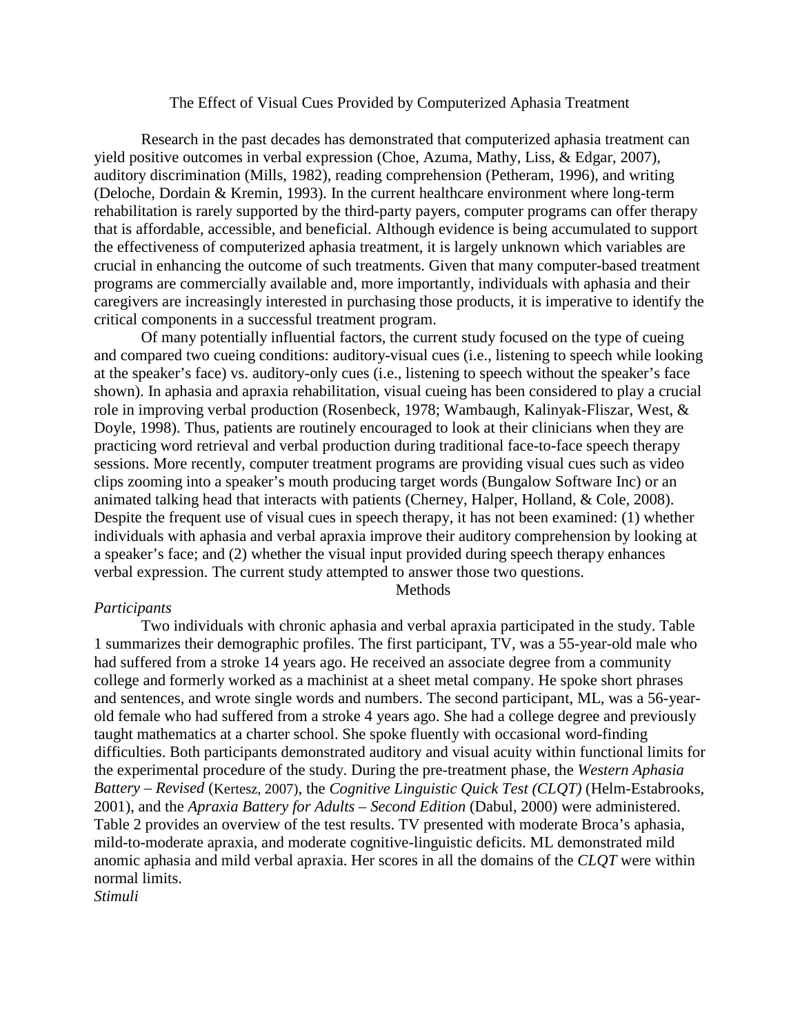# The Effect of Visual Cues Provided by Computerized Aphasia Treatment

Research in the past decades has demonstrated that computerized aphasia treatment can yield positive outcomes in verbal expression (Choe, Azuma, Mathy, Liss, & Edgar, 2007), auditory discrimination (Mills, 1982), reading comprehension (Petheram, 1996), and writing (Deloche, Dordain & Kremin, 1993). In the current healthcare environment where long-term rehabilitation is rarely supported by the third-party payers, computer programs can offer therapy that is affordable, accessible, and beneficial. Although evidence is being accumulated to support the effectiveness of computerized aphasia treatment, it is largely unknown which variables are crucial in enhancing the outcome of such treatments. Given that many computer-based treatment programs are commercially available and, more importantly, individuals with aphasia and their caregivers are increasingly interested in purchasing those products, it is imperative to identify the critical components in a successful treatment program.

Of many potentially influential factors, the current study focused on the type of cueing and compared two cueing conditions: auditory-visual cues (i.e., listening to speech while looking at the speaker's face) vs. auditory-only cues (i.e., listening to speech without the speaker's face shown). In aphasia and apraxia rehabilitation, visual cueing has been considered to play a crucial role in improving verbal production (Rosenbeck, 1978; Wambaugh, Kalinyak-Fliszar, West, & Doyle, 1998). Thus, patients are routinely encouraged to look at their clinicians when they are practicing word retrieval and verbal production during traditional face-to-face speech therapy sessions. More recently, computer treatment programs are providing visual cues such as video clips zooming into a speaker's mouth producing target words (Bungalow Software Inc) or an animated talking head that interacts with patients (Cherney, Halper, Holland, & Cole, 2008). Despite the frequent use of visual cues in speech therapy, it has not been examined: (1) whether individuals with aphasia and verbal apraxia improve their auditory comprehension by looking at a speaker's face; and (2) whether the visual input provided during speech therapy enhances verbal expression. The current study attempted to answer those two questions.

## Methods

### *Participants*

Two individuals with chronic aphasia and verbal apraxia participated in the study. Table 1 summarizes their demographic profiles. The first participant, TV, was a 55-year-old male who had suffered from a stroke 14 years ago. He received an associate degree from a community college and formerly worked as a machinist at a sheet metal company. He spoke short phrases and sentences, and wrote single words and numbers. The second participant, ML, was a 56-year-old female who had suffered from a stroke 4 years ago. She had a college degree and previously taught mathematics at a charter school. She spoke fluently with occasional word-finding difficulties. Both participants demonstrated auditory and visual acuity within functional limits for the experimental procedure of the study. During the pre-treatment phase, the *Western Aphasia Battery – Revised* (Kertesz, 2007), the *Cognitive Linguistic Quick Test (CLQT)* (Helm-Estabrooks, 2001), and the *Apraxia Battery for Adults – Second Edition* (Dabul, 2000) were administered. Table 2 provides an overview of the test results. TV presented with moderate Broca's aphasia, mild-to-moderate apraxia, and moderate cognitive-linguistic deficits. ML demonstrated mild anomic aphasia and mild verbal apraxia. Her scores in all the domains of the *CLQT* were within normal limits.

### *Stimuli*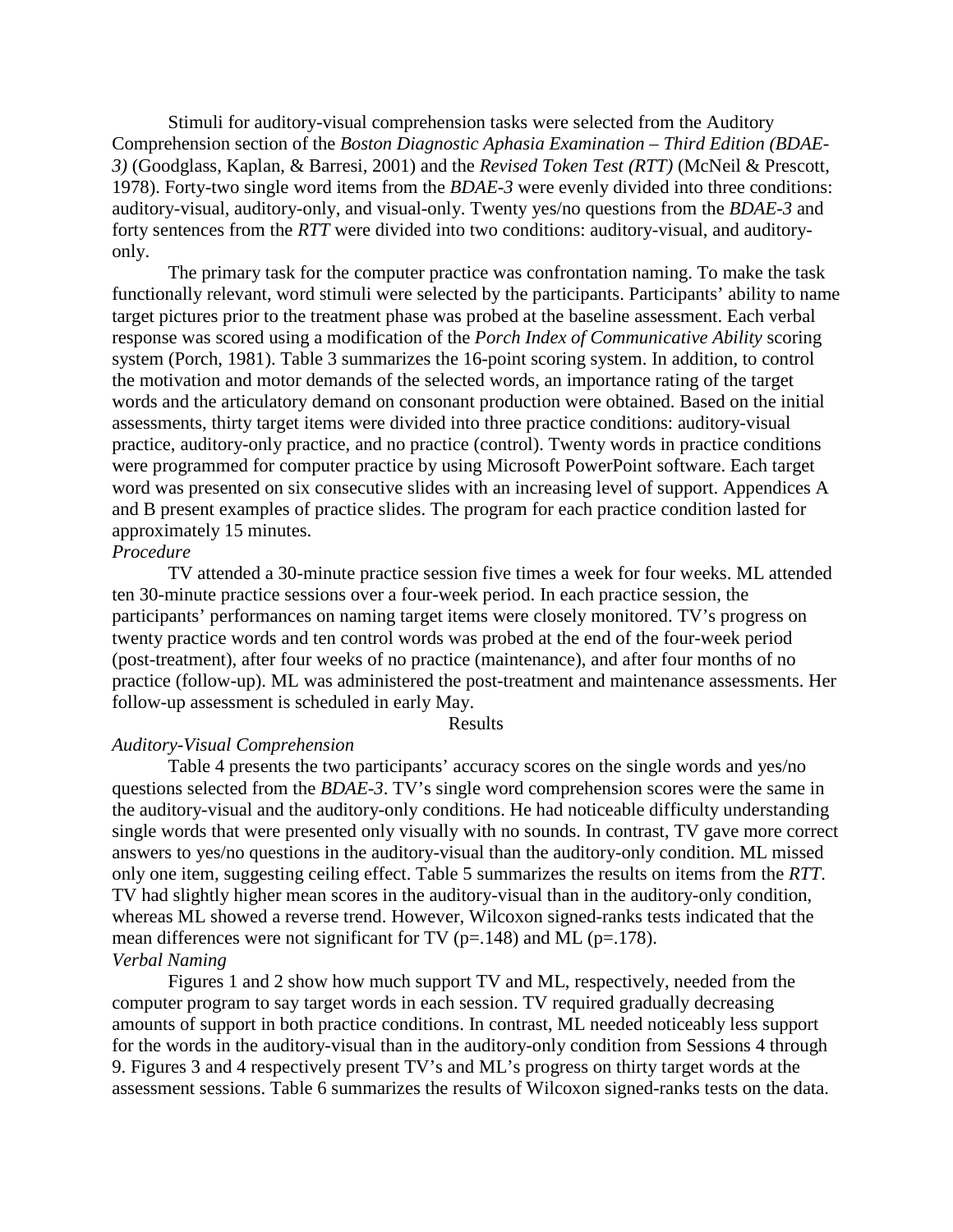Stimuli for auditory-visual comprehension tasks were selected from the Auditory Comprehension section of the *Boston Diagnostic Aphasia Examination – Third Edition (BDAE-3)* (Goodglass, Kaplan, & Barresi, 2001) and the *Revised Token Test (RTT)* (McNeil & Prescott, 1978). Forty-two single word items from the *BDAE-3* were evenly divided into three conditions: auditory-visual, auditory-only, and visual-only. Twenty yes/no questions from the *BDAE-3* and forty sentences from the *RTT* were divided into two conditions: auditory-visual, and auditory-only.

The primary task for the computer practice was confrontation naming. To make the task functionally relevant, word stimuli were selected by the participants. Participants' ability to name target pictures prior to the treatment phase was probed at the baseline assessment. Each verbal response was scored using a modification of the *Porch Index of Communicative Ability* scoring system (Porch, 1981). Table 3 summarizes the 16-point scoring system. In addition, to control the motivation and motor demands of the selected words, an importance rating of the target words and the articulatory demand on consonant production were obtained. Based on the initial assessments, thirty target items were divided into three practice conditions: auditory-visual practice, auditory-only practice, and no practice (control). Twenty words in practice conditions were programmed for computer practice by using Microsoft PowerPoint software. Each target word was presented on six consecutive slides with an increasing level of support. Appendices A and B present examples of practice slides. The program for each practice condition lasted for approximately 15 minutes.

*Procedure*

TV attended a 30-minute practice session five times a week for four weeks. ML attended ten 30-minute practice sessions over a four-week period. In each practice session, the participants' performances on naming target items were closely monitored. TV's progress on twenty practice words and ten control words was probed at the end of the four-week period (post-treatment), after four weeks of no practice (maintenance), and after four months of no practice (follow-up). ML was administered the post-treatment and maintenance assessments. Her follow-up assessment is scheduled in early May.

## Results

*Auditory-Visual Comprehension*

Table 4 presents the two participants' accuracy scores on the single words and yes/no questions selected from the *BDAE-3*. TV's single word comprehension scores were the same in the auditory-visual and the auditory-only conditions. He had noticeable difficulty understanding single words that were presented only visually with no sounds. In contrast, TV gave more correct answers to yes/no questions in the auditory-visual than the auditory-only condition. ML missed only one item, suggesting ceiling effect. Table 5 summarizes the results on items from the *RTT*. TV had slightly higher mean scores in the auditory-visual than in the auditory-only condition, whereas ML showed a reverse trend. However, Wilcoxon signed-ranks tests indicated that the mean differences were not significant for TV ($p=.148$) and ML ($p=.178$).

*Verbal Naming*

Figures 1 and 2 show how much support TV and ML, respectively, needed from the computer program to say target words in each session. TV required gradually decreasing amounts of support in both practice conditions. In contrast, ML needed noticeably less support for the words in the auditory-visual than in the auditory-only condition from Sessions 4 through 9. Figures 3 and 4 respectively present TV's and ML's progress on thirty target words at the assessment sessions. Table 6 summarizes the results of Wilcoxon signed-ranks tests on the data.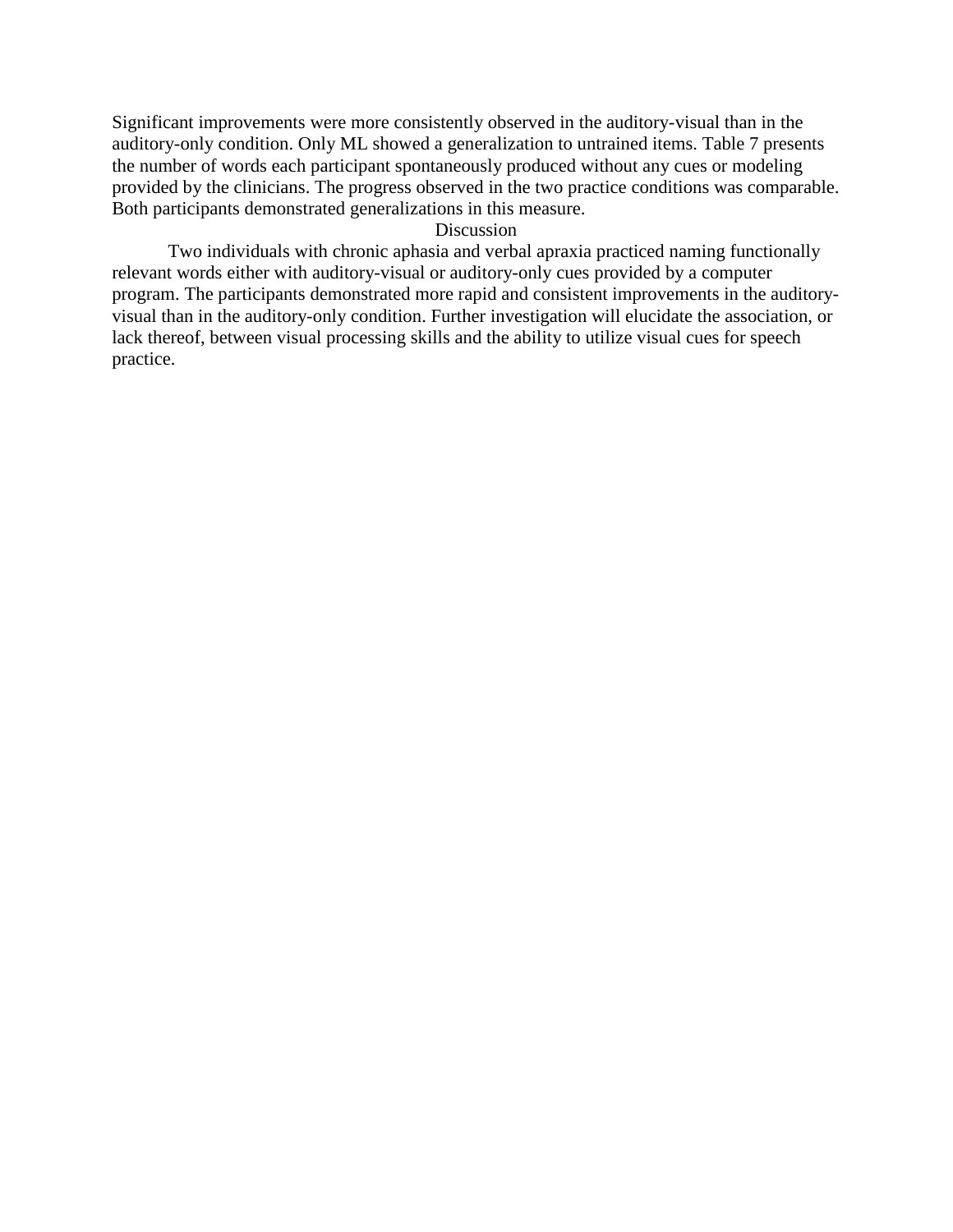Significant improvements were more consistently observed in the auditory-visual than in the auditory-only condition. Only ML showed a generalization to untrained items. Table 7 presents the number of words each participant spontaneously produced without any cues or modeling provided by the clinicians. The progress observed in the two practice conditions was comparable. Both participants demonstrated generalizations in this measure.

## Discussion

Two individuals with chronic aphasia and verbal apraxia practiced naming functionally relevant words either with auditory-visual or auditory-only cues provided by a computer program. The participants demonstrated more rapid and consistent improvements in the auditory-visual than in the auditory-only condition. Further investigation will elucidate the association, or lack thereof, between visual processing skills and the ability to utilize visual cues for speech practice.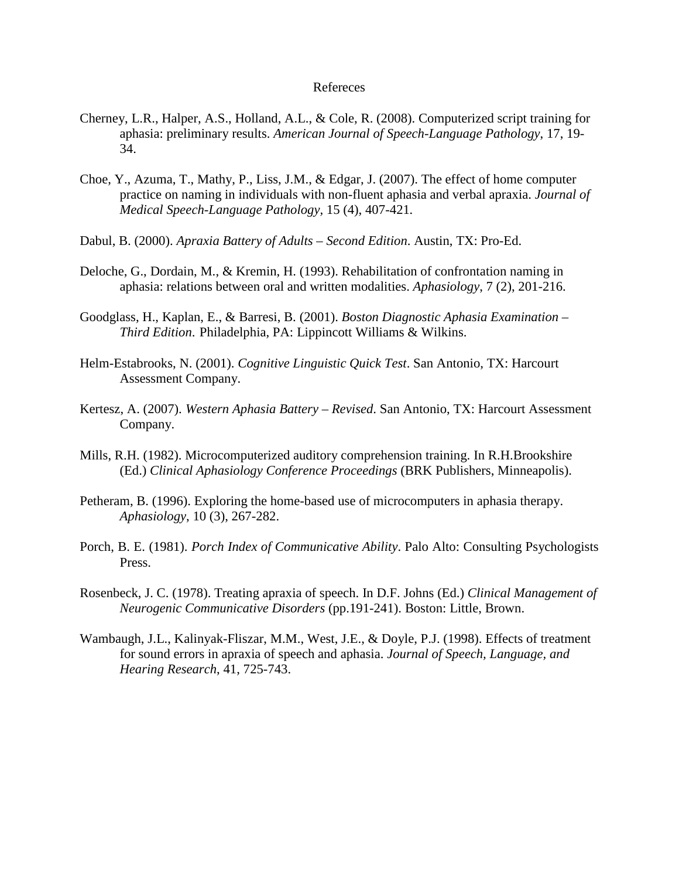# Refereces

Cherney, L.R., Halper, A.S., Holland, A.L., & Cole, R. (2008). Computerized script training for aphasia: preliminary results. *American Journal of Speech-Language Pathology*, 17, 19-34.

Choe, Y., Azuma, T., Mathy, P., Liss, J.M., & Edgar, J. (2007). The effect of home computer practice on naming in individuals with non-fluent aphasia and verbal apraxia. *Journal of Medical Speech-Language Pathology*, 15 (4), 407-421.

Dabul, B. (2000). *Apraxia Battery of Adults – Second Edition*. Austin, TX: Pro-Ed.

Deloche, G., Dordain, M., & Kremin, H. (1993). Rehabilitation of confrontation naming in aphasia: relations between oral and written modalities. *Aphasiology*, 7 (2), 201-216.

Goodglass, H., Kaplan, E., & Barresi, B. (2001). *Boston Diagnostic Aphasia Examination – Third Edition*. Philadelphia, PA: Lippincott Williams & Wilkins.

Helm-Estabrooks, N. (2001). *Cognitive Linguistic Quick Test*. San Antonio, TX: Harcourt Assessment Company.

Kertesz, A. (2007). *Western Aphasia Battery – Revised*. San Antonio, TX: Harcourt Assessment Company.

Mills, R.H. (1982). Microcomputerized auditory comprehension training. In R.H.Brookshire (Ed.) *Clinical Aphasiology Conference Proceedings* (BRK Publishers, Minneapolis).

Petheram, B. (1996). Exploring the home-based use of microcomputers in aphasia therapy. *Aphasiology*, 10 (3), 267-282.

Porch, B. E. (1981). *Porch Index of Communicative Ability*. Palo Alto: Consulting Psychologists Press.

Rosenbeck, J. C. (1978). Treating apraxia of speech. In D.F. Johns (Ed.) *Clinical Management of Neurogenic Communicative Disorders* (pp.191-241). Boston: Little, Brown.

Wambaugh, J.L., Kalinyak-Fliszar, M.M., West, J.E., & Doyle, P.J. (1998). Effects of treatment for sound errors in apraxia of speech and aphasia. *Journal of Speech, Language, and Hearing Research*, 41, 725-743.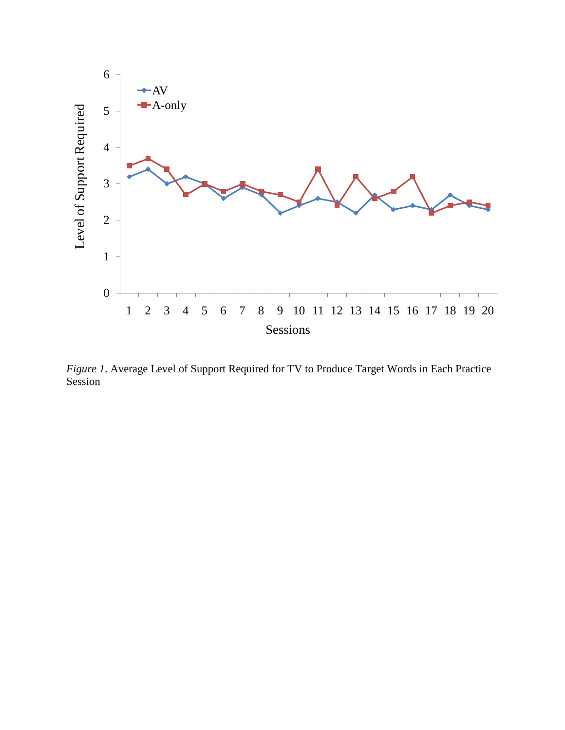*Figure 1*. Average Level of Support Required for TV to Produce Target Words in Each Practice Session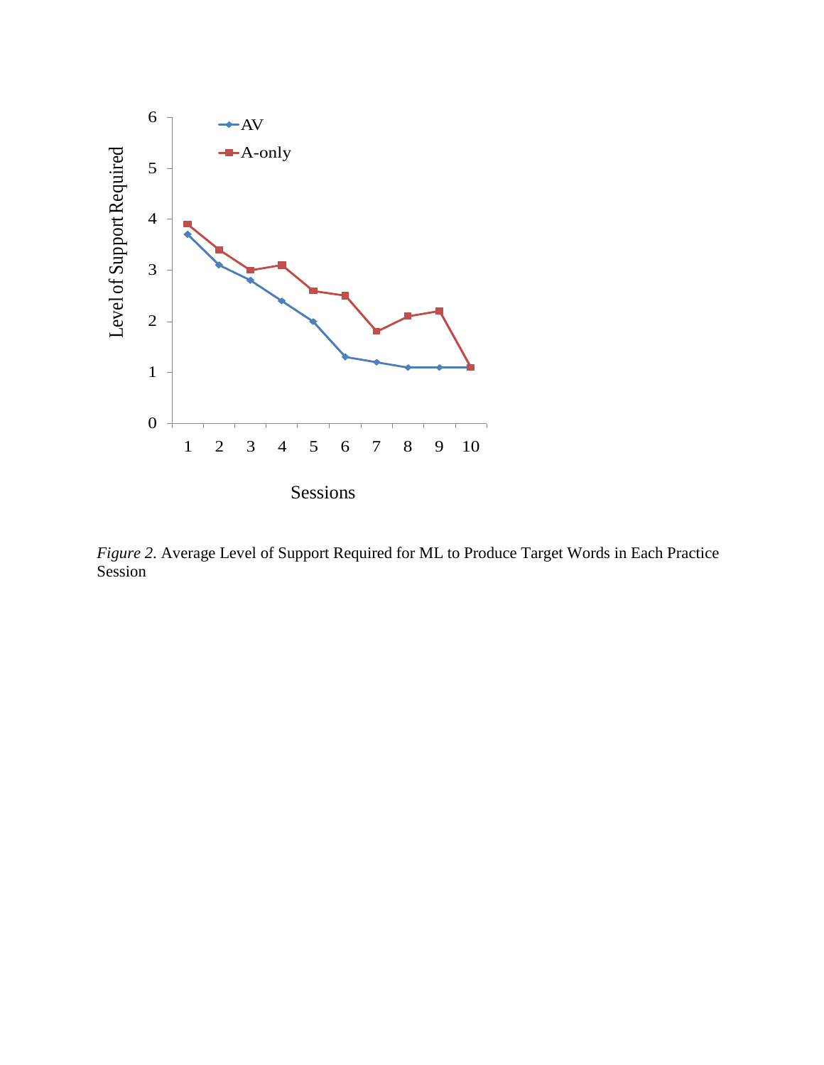*Figure 2*. Average Level of Support Required for ML to Produce Target Words in Each Practice Session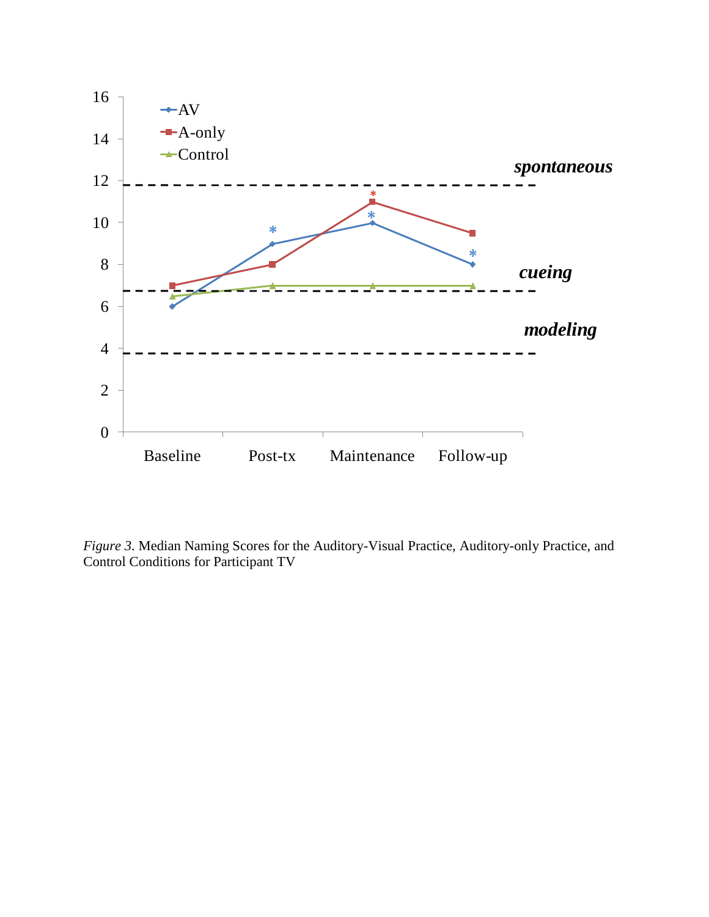*Figure 3*. Median Naming Scores for the Auditory-Visual Practice, Auditory-only Practice, and Control Conditions for Participant TV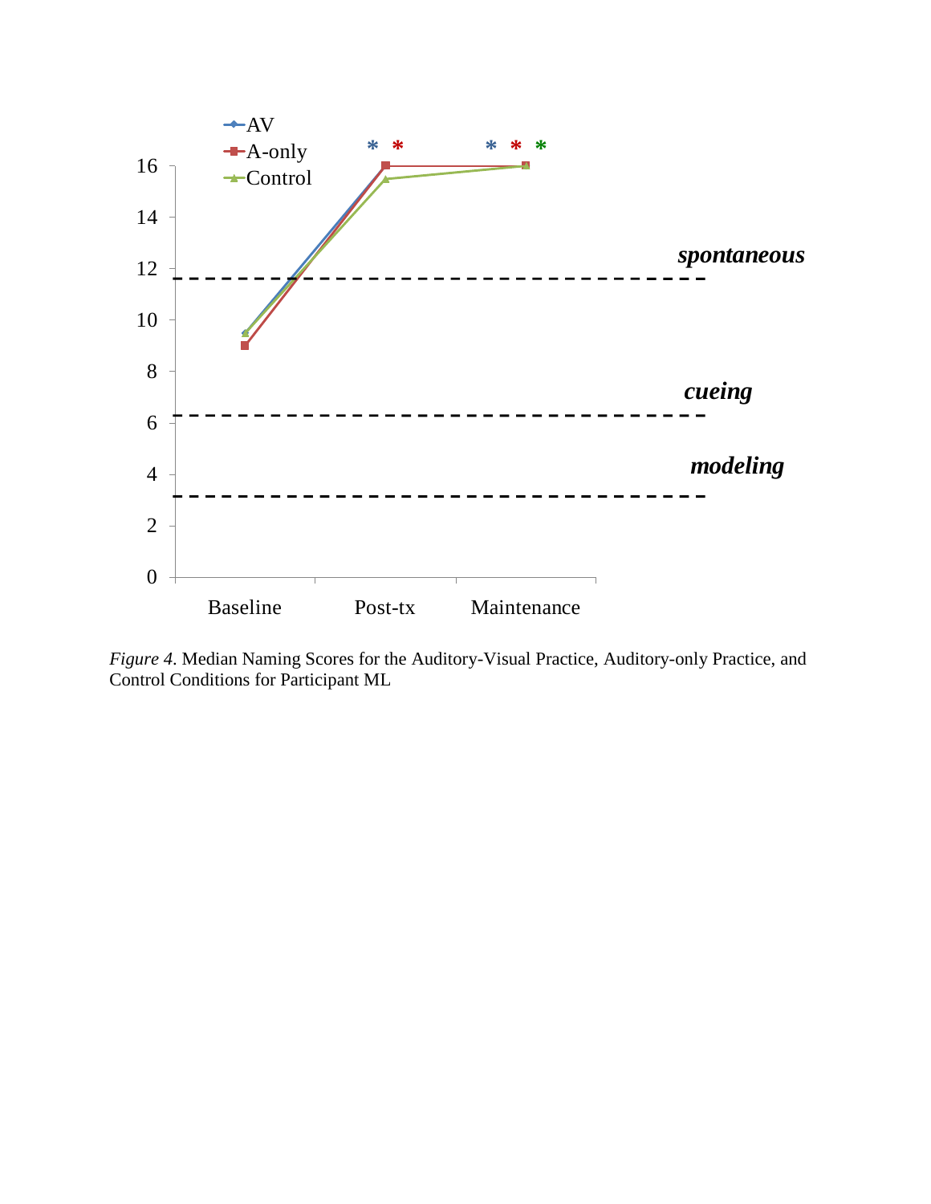*Figure 4.* Median Naming Scores for the Auditory-Visual Practice, Auditory-only Practice, and Control Conditions for Participant ML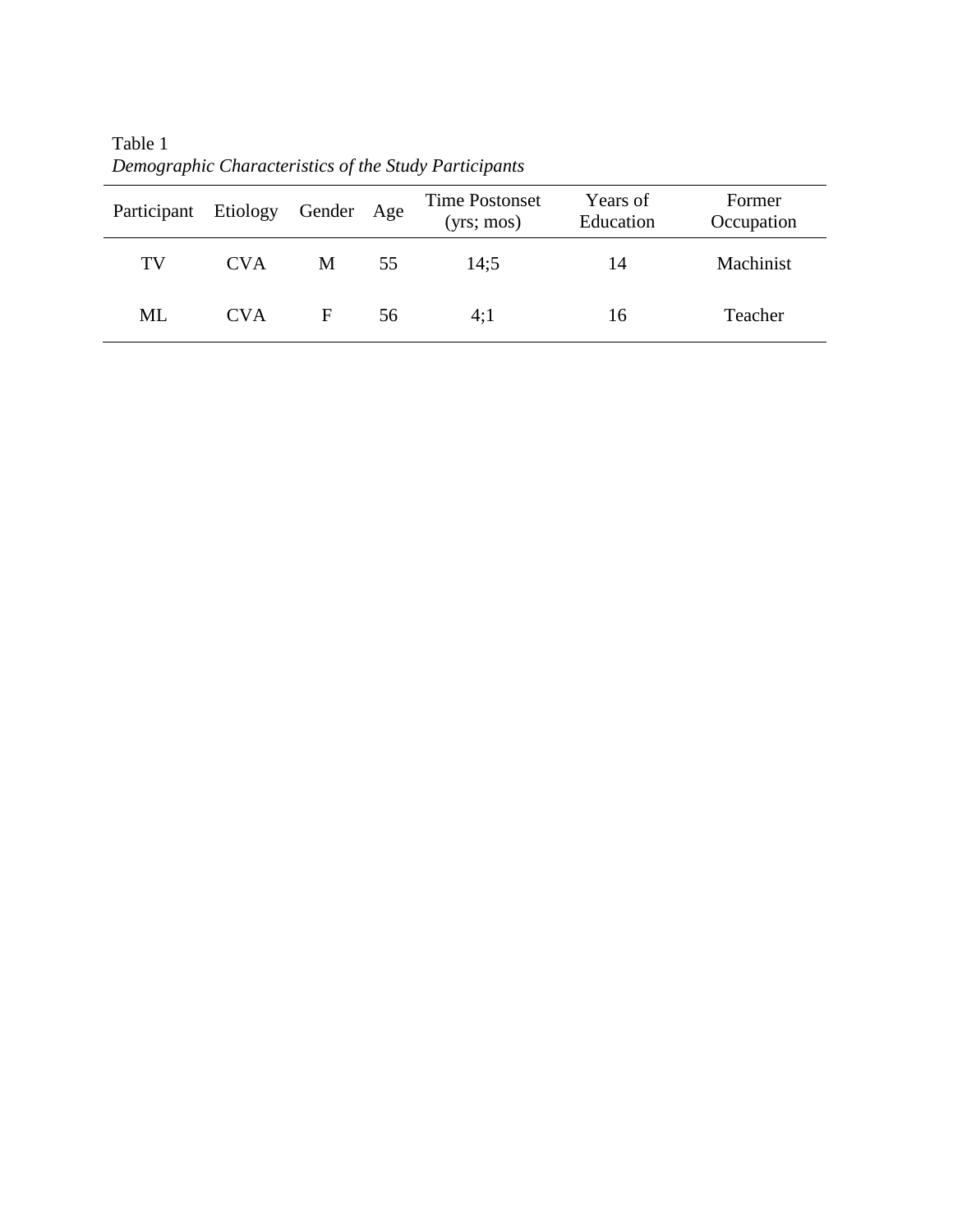Table 1
*Demographic Characteristics of the Study Participants*

| Participant | Etiology | Gender | Age | Time Postonset (yrs; mos) | Years of Education | Former Occupation |
|---|---|---|---|---|---|---|
| TV | CVA | M | 55 | 14;5 | 14 | Machinist |
| ML | CVA | F | 56 | 4;1 | 16 | Teacher |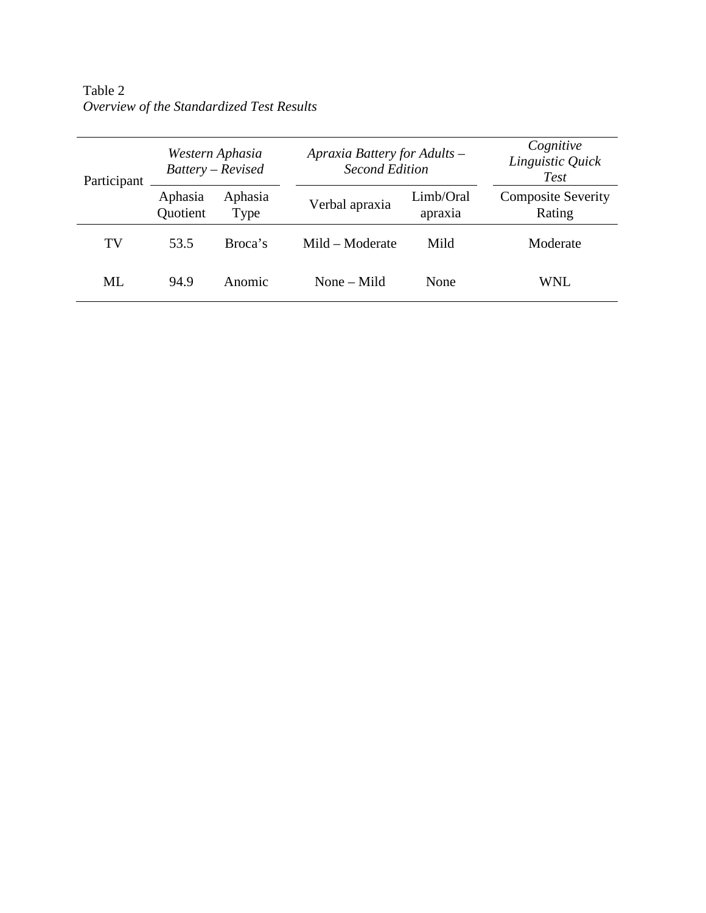Table 2

*Overview of the Standardized Test Results*

| Participant | *Western Aphasia Battery – Revised* | | *Apraxia Battery for Adults – Second Edition* | | *Cognitive Linguistic Quick Test* |
|---|---|---|---|---|---|
| | Aphasia Quotient | Aphasia Type | Verbal apraxia | Limb/Oral apraxia | Composite Severity Rating |
| TV | 53.5 | Broca's | Mild – Moderate | Mild | Moderate |
| ML | 94.9 | Anomic | None – Mild | None | WNL |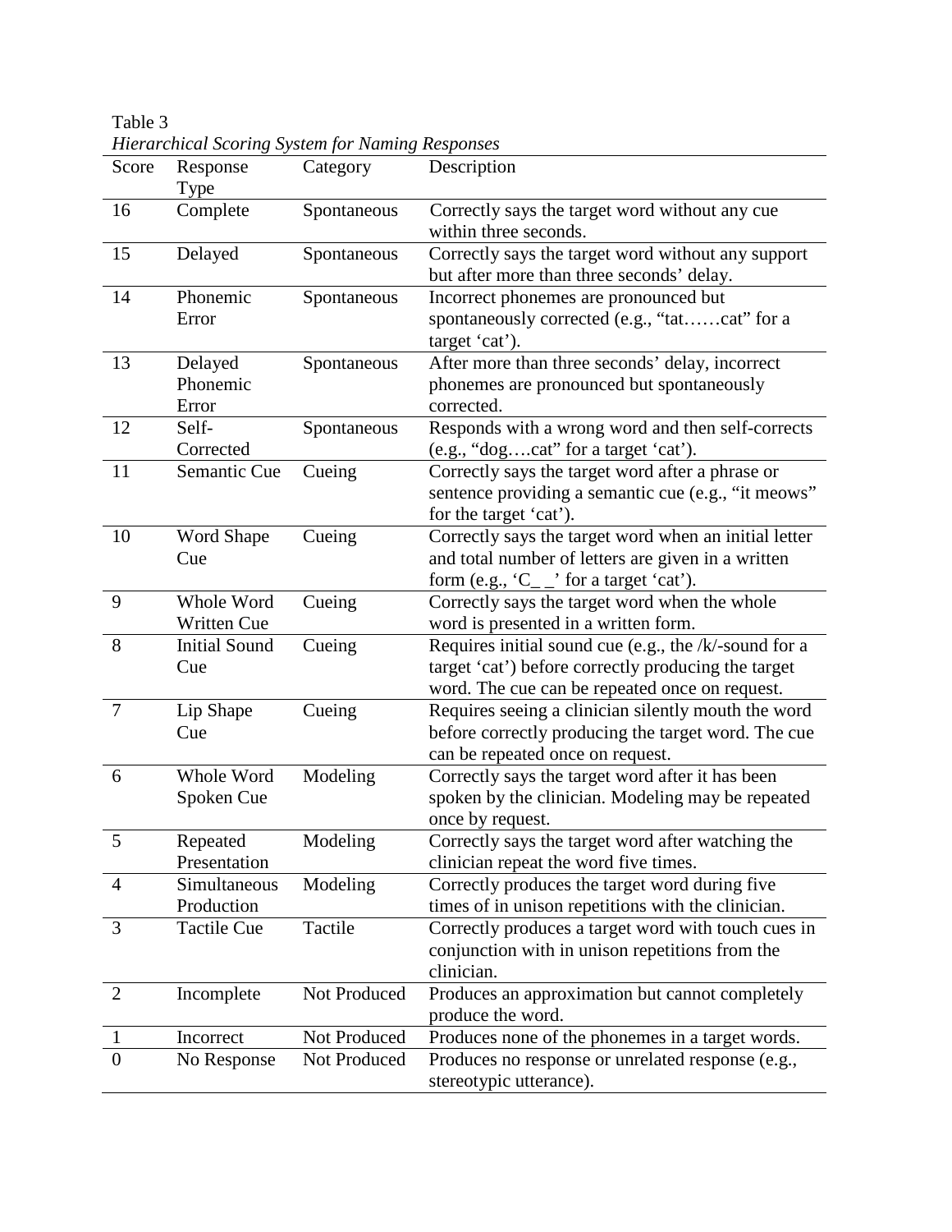Table 3

*Hierarchical Scoring System for Naming Responses*

| Score | Response Type | Category | Description |
|---|---|---|---|
| 16 | Complete | Spontaneous | Correctly says the target word without any cue within three seconds. |
| 15 | Delayed | Spontaneous | Correctly says the target word without any support but after more than three seconds' delay. |
| 14 | Phonemic Error | Spontaneous | Incorrect phonemes are pronounced but spontaneously corrected (e.g., "tat……cat" for a target 'cat'). |
| 13 | Delayed Phonemic Error | Spontaneous | After more than three seconds' delay, incorrect phonemes are pronounced but spontaneously corrected. |
| 12 | Self-Corrected | Spontaneous | Responds with a wrong word and then self-corrects (e.g., "dog….cat" for a target 'cat'). |
| 11 | Semantic Cue | Cueing | Correctly says the target word after a phrase or sentence providing a semantic cue (e.g., "it meows" for the target 'cat'). |
| 10 | Word Shape Cue | Cueing | Correctly says the target word when an initial letter and total number of letters are given in a written form (e.g., 'C_ _' for a target 'cat'). |
| 9 | Whole Word Written Cue | Cueing | Correctly says the target word when the whole word is presented in a written form. |
| 8 | Initial Sound Cue | Cueing | Requires initial sound cue (e.g., the /k/-sound for a target 'cat') before correctly producing the target word. The cue can be repeated once on request. |
| 7 | Lip Shape Cue | Cueing | Requires seeing a clinician silently mouth the word before correctly producing the target word. The cue can be repeated once on request. |
| 6 | Whole Word Spoken Cue | Modeling | Correctly says the target word after it has been spoken by the clinician. Modeling may be repeated once by request. |
| 5 | Repeated Presentation | Modeling | Correctly says the target word after watching the clinician repeat the word five times. |
| 4 | Simultaneous Production | Modeling | Correctly produces the target word during five times of in unison repetitions with the clinician. |
| 3 | Tactile Cue | Tactile | Correctly produces a target word with touch cues in conjunction with in unison repetitions from the clinician. |
| 2 | Incomplete | Not Produced | Produces an approximation but cannot completely produce the word. |
| 1 | Incorrect | Not Produced | Produces none of the phonemes in a target words. |
| 0 | No Response | Not Produced | Produces no response or unrelated response (e.g., stereotypic utterance). |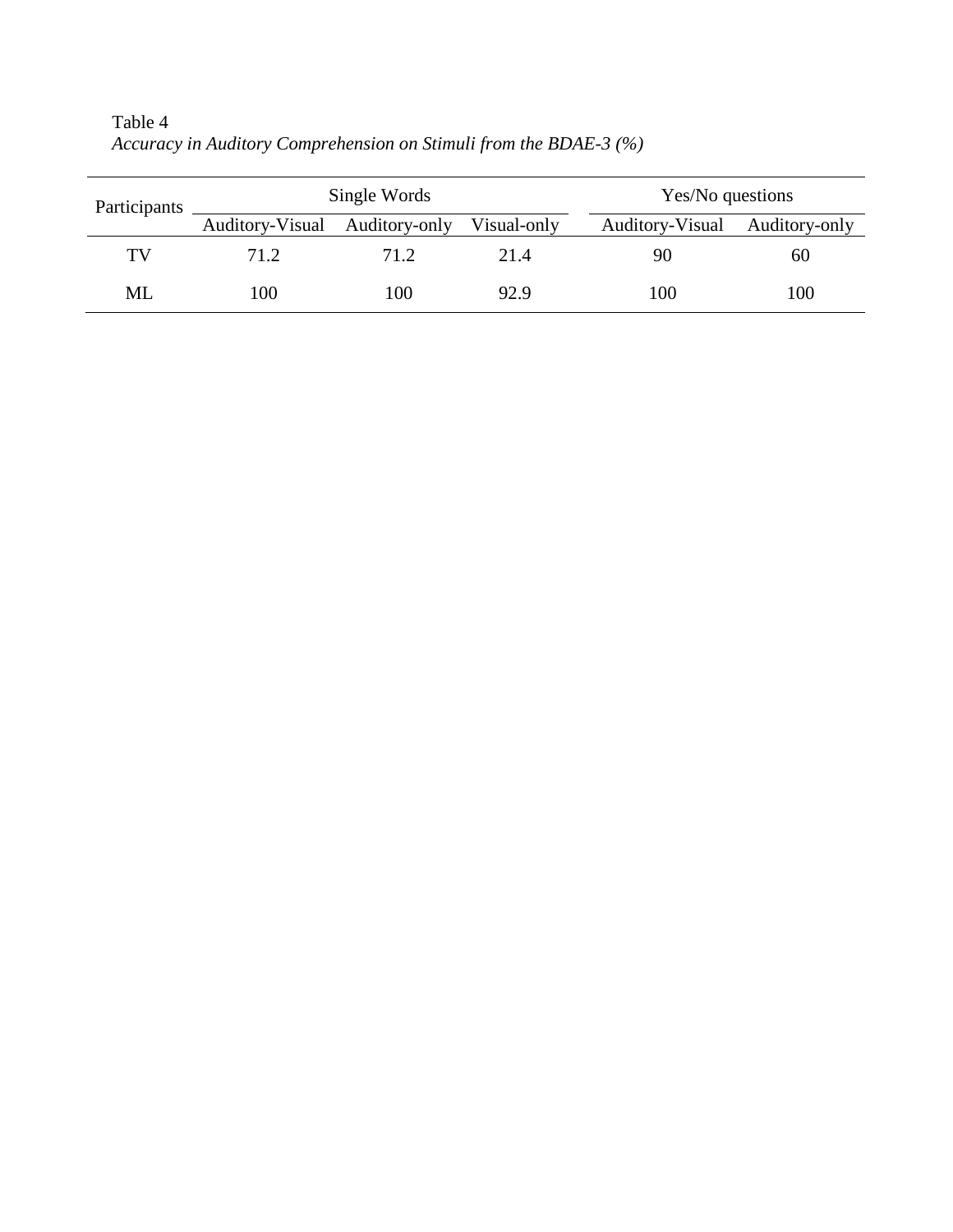Table 4

*Accuracy in Auditory Comprehension on Stimuli from the BDAE-3 (%)*

| Participants | Single Words | | | Yes/No questions | |
|---|---|---|---|---|---|
| | Auditory-Visual | Auditory-only | Visual-only | Auditory-Visual | Auditory-only |
| TV | 71.2 | 71.2 | 21.4 | 90 | 60 |
| ML | 100 | 100 | 92.9 | 100 | 100 |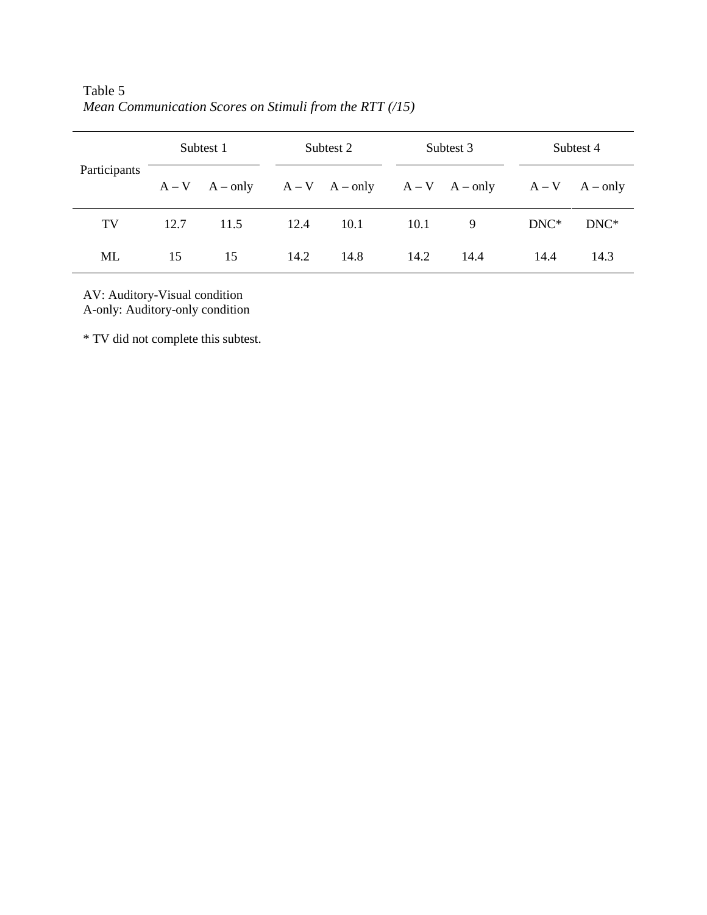Table 5

*Mean Communication Scores on Stimuli from the RTT (/15)*

| Participants | Subtest 1 | | Subtest 2 | | Subtest 3 | | Subtest 4 | |
|---|---|---|---|---|---|---|---|---|
| | A – V | A – only | A – V | A – only | A – V | A – only | A – V | A – only |
| TV | 12.7 | 11.5 | 12.4 | 10.1 | 10.1 | 9 | DNC* | DNC* |
| ML | 15 | 15 | 14.2 | 14.8 | 14.2 | 14.4 | 14.4 | 14.3 |

AV: Auditory-Visual condition
A-only: Auditory-only condition

* TV did not complete this subtest.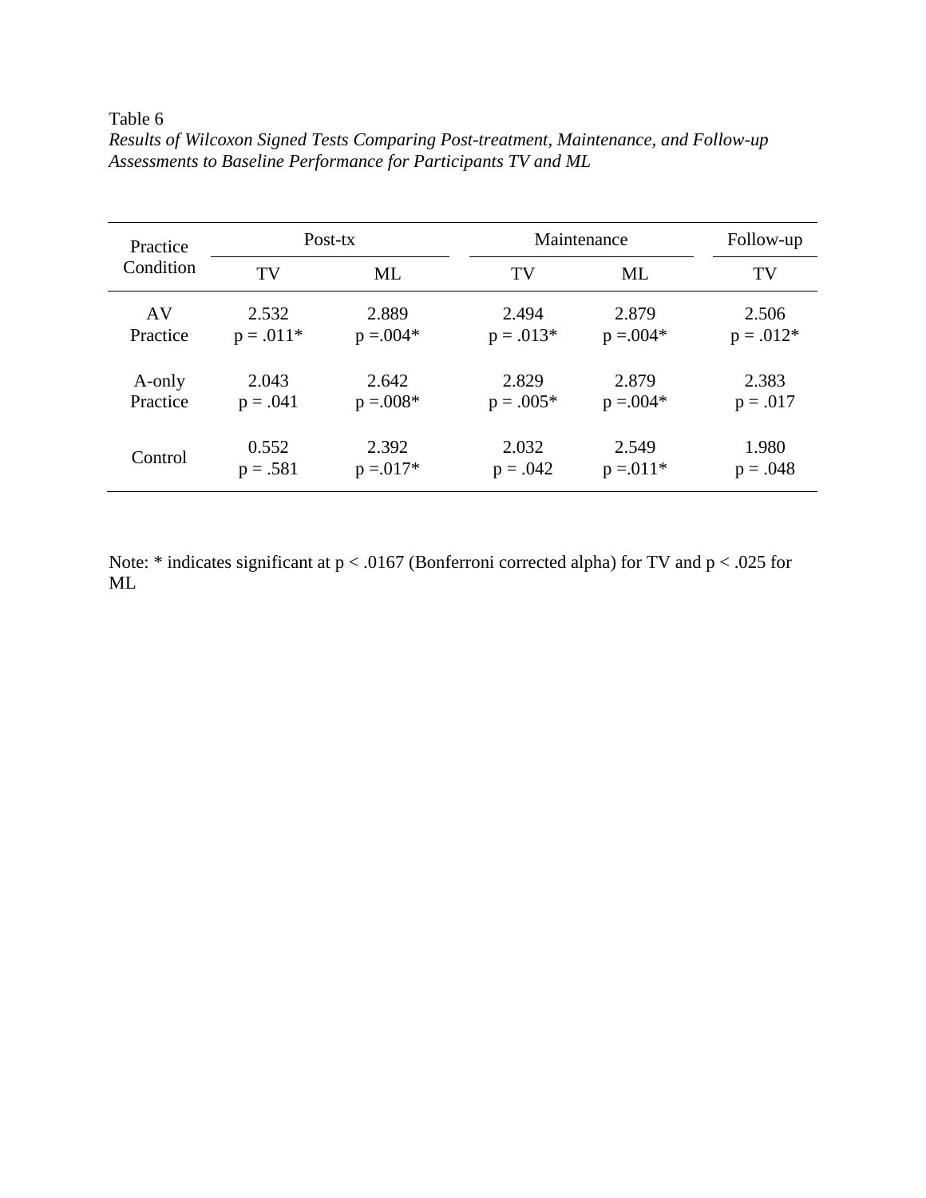Table 6

*Results of Wilcoxon Signed Tests Comparing Post-treatment, Maintenance, and Follow-up Assessments to Baseline Performance for Participants TV and ML*

| Practice Condition | Post-tx | | Maintenance | | Follow-up |
|---|---|---|---|---|---|
| | TV | ML | TV | ML | TV |
| AV Practice | 2.532 p = .011* | 2.889 p =.004* | 2.494 p = .013* | 2.879 p =.004* | 2.506 p = .012* |
| A-only Practice | 2.043 p = .041 | 2.642 p =.008* | 2.829 p = .005* | 2.879 p =.004* | 2.383 p = .017 |
| Control | 0.552 p = .581 | 2.392 p =.017* | 2.032 p = .042 | 2.549 p =.011* | 1.980 p = .048 |

Note: * indicates significant at $p < .0167$ (Bonferroni corrected alpha) for TV and $p < .025$ for ML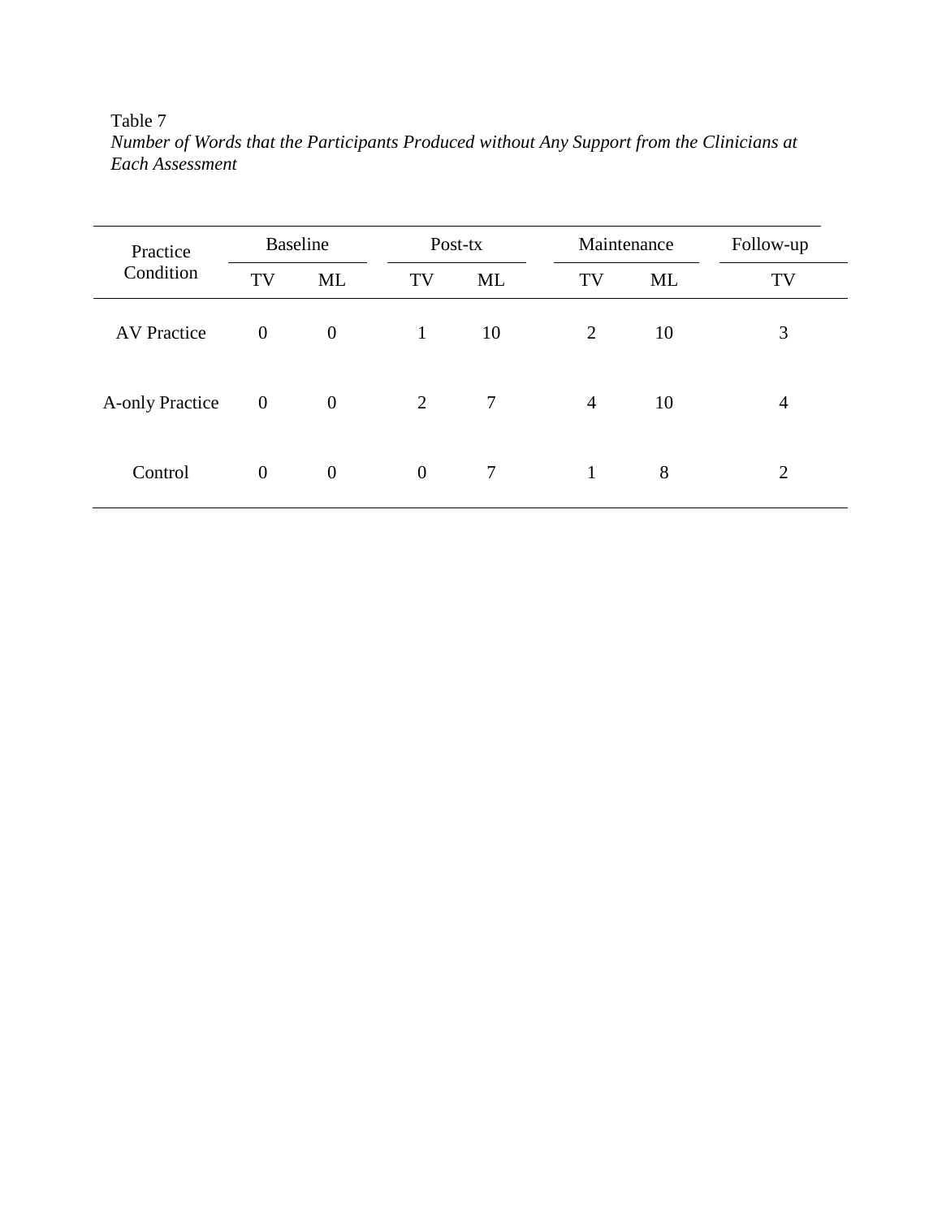Table 7

*Number of Words that the Participants Produced without Any Support from the Clinicians at Each Assessment*

| Practice Condition | Baseline | | Post-tx | | Maintenance | | Follow-up |
|---|---|---|---|---|---|---|---|
| | TV | ML | TV | ML | TV | ML | TV |
| AV Practice | 0 | 0 | 1 | 10 | 2 | 10 | 3 |
| A-only Practice | 0 | 0 | 2 | 7 | 4 | 10 | 4 |
| Control | 0 | 0 | 0 | 7 | 1 | 8 | 2 |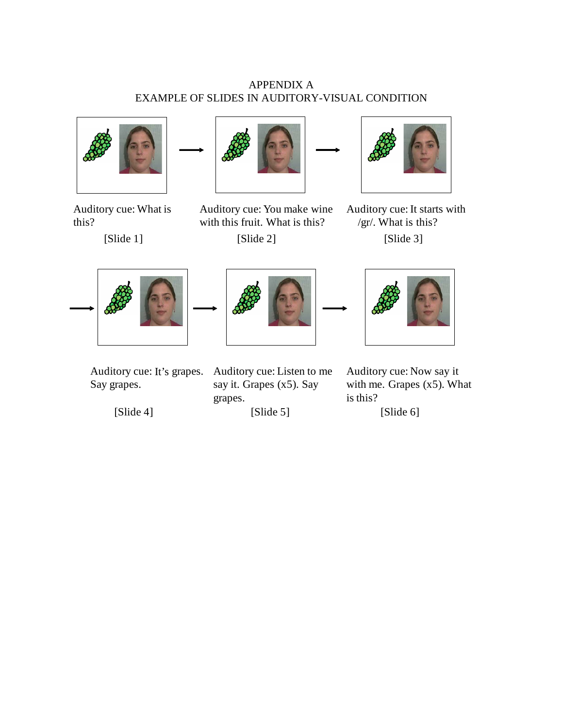# APPENDIX A
## EXAMPLE OF SLIDES IN AUDITORY-VISUAL CONDITION

Auditory cue: What is this?

[Slide 1]

Auditory cue: You make wine with this fruit. What is this?

[Slide 2]

Auditory cue: It starts with /gr/. What is this?

[Slide 3]

Auditory cue: It's grapes. Say grapes.

[Slide 4]

Auditory cue: Listen to me say it. Grapes (x5). Say grapes.

[Slide 5]

Auditory cue: Now say it with me. Grapes (x5). What is this?

[Slide 6]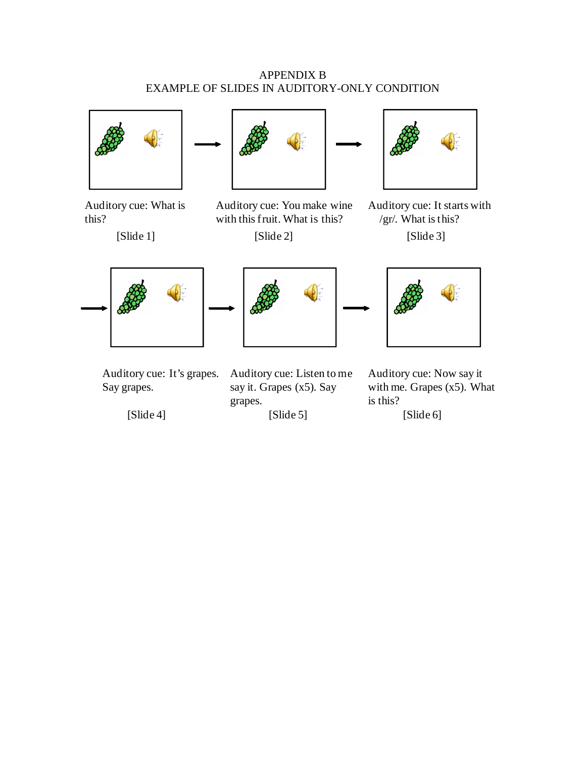# APPENDIX B
## EXAMPLE OF SLIDES IN AUDITORY-ONLY CONDITION

Auditory cue: What is this?

[Slide 1]

Auditory cue: You make wine with this fruit. What is this?

[Slide 2]

Auditory cue: It starts with /gr/. What is this?

[Slide 3]

Auditory cue: It's grapes. Say grapes.

[Slide 4]

Auditory cue: Listen to me say it. Grapes (x5). Say grapes.

[Slide 5]

Auditory cue: Now say it with me. Grapes (x5). What is this?

[Slide 6]